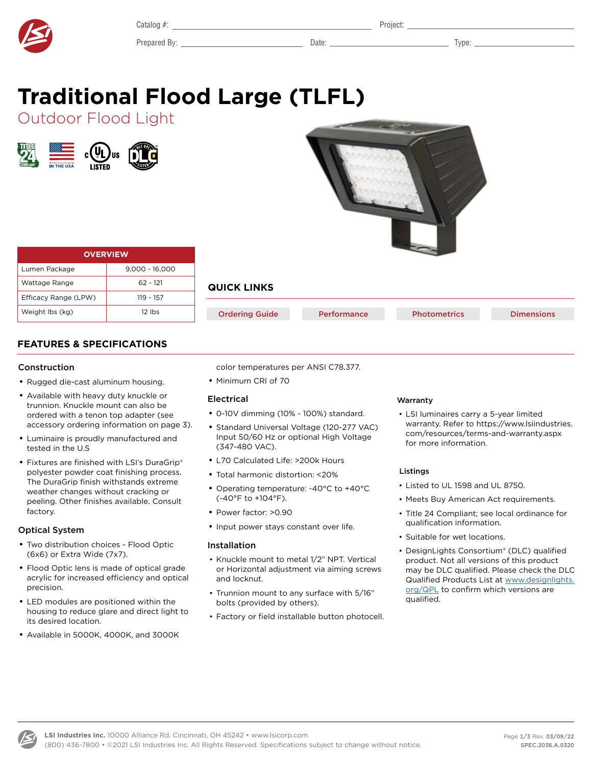Catalog #: ______________________ Project: ______________________

Prepared By: ______________________ Date: ______________________ Type: ______________________

# Traditional Flood Large (TLFL)

## Outdoor Flood Light

| OVERVIEW | |
|---|---|
| Lumen Package | 9,000 - 16,000 |
| Wattage Range | 62 - 121 |
| Efficacy Range (LPW) | 119 - 157 |
| Weight lbs (kg) | 12 lbs |

### QUICK LINKS

Ordering Guide | Performance | Photometrics | Dimensions

## FEATURES & SPECIFICATIONS

### Construction

- Rugged die-cast aluminum housing.
- Available with heavy duty knuckle or trunnion. Knuckle mount can also be ordered with a tenon top adapter (see accessory ordering information on page 3).
- Luminaire is proudly manufactured and tested in the U.S
- Fixtures are finished with LSI's DuraGrip® polyester powder coat finishing process. The DuraGrip finish withstands extreme weather changes without cracking or peeling. Other finishes available. Consult factory.

### Optical System

- Two distribution choices - Flood Optic (6x6) or Extra Wide (7x7).
- Flood Optic lens is made of optical grade acrylic for increased efficiency and optical precision.
- LED modules are positioned within the housing to reduce glare and direct light to its desired location.
- Available in 5000K, 4000K, and 3000K color temperatures per ANSI C78.377.
- Minimum CRI of 70

### Electrical

- 0-10V dimming (10% - 100%) standard.
- Standard Universal Voltage (120-277 VAC) Input 50/60 Hz or optional High Voltage (347-480 VAC).
- L70 Calculated Life: >200k Hours
- Total harmonic distortion: <20%
- Operating temperature: -40°C to +40°C (-40°F to +104°F).
- Power factor: >0.90
- Input power stays constant over life.

### Installation

- Knuckle mount to metal 1/2" NPT. Vertical or Horizontal adjustment via aiming screws and locknut.
- Trunnion mount to any surface with 5/16" bolts (provided by others).
- Factory or field installable button photocell.

### Warranty

- LSI luminaires carry a 5-year limited warranty. Refer to https://www.lsiindustries.com/resources/terms-and-warranty.aspx for more information.

### Listings

- Listed to UL 1598 and UL 8750.
- Meets Buy American Act requirements.
- Title 24 Compliant; see local ordinance for qualification information.
- Suitable for wet locations.
- DesignLights Consortium® (DLC) qualified product. Not all versions of this product may be DLC qualified. Please check the DLC Qualified Products List at www.designlights.org/QPL to confirm which versions are qualified.

**LSI Industries Inc.** 10000 Alliance Rd. Cincinnati, OH 45242 • www.lsicorp.com
(800) 436-7800 • ©2021 LSI Industries Inc. All Rights Reserved. Specifications subject to change without notice.

Rev. 03/09/22
SPEC.2036.A.0320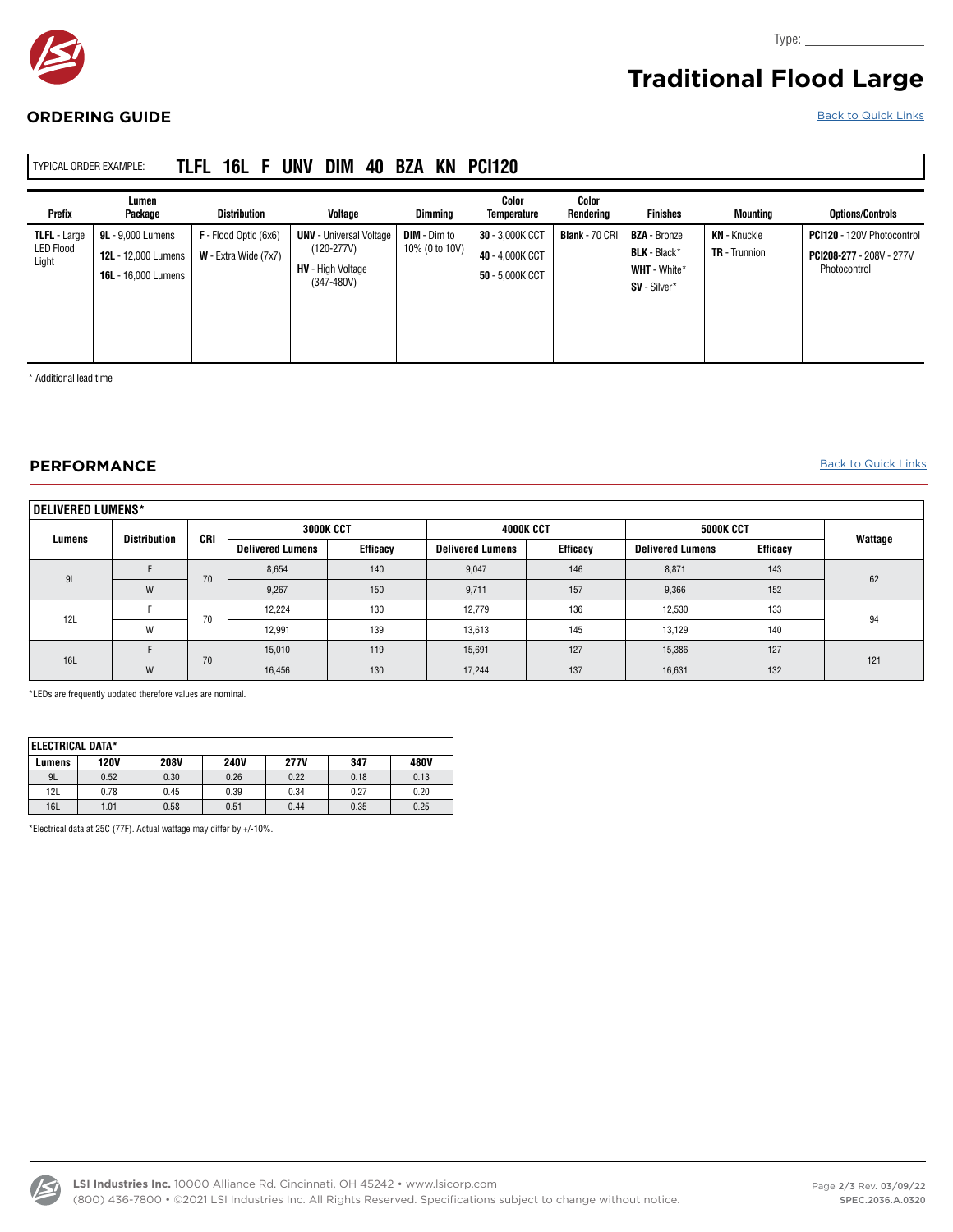Type: ______________

# Traditional Flood Large

## ORDERING GUIDE

Back to Quick Links

TYPICAL ORDER EXAMPLE: **TLFL 16L F UNV DIM 40 BZA KN PCI120**

| Prefix | Lumen Package | Distribution | Voltage | Dimming | Color Temperature | Color Rendering | Finishes | Mounting | Options/Controls |
|---|---|---|---|---|---|---|---|---|---|
| **TLFL** - Large LED Flood Light | **9L** - 9,000 Lumens<br>**12L** - 12,000 Lumens<br>**16L** - 16,000 Lumens | **F** - Flood Optic (6x6)<br>**W** - Extra Wide (7x7) | **UNV** - Universal Voltage (120-277V)<br>**HV** - High Voltage (347-480V) | **DIM** - Dim to 10% (0 to 10V) | **30** - 3,000K CCT<br>**40** - 4,000K CCT<br>**50** - 5,000K CCT | **Blank** - 70 CRI | **BZA** - Bronze<br>**BLK** - Black*<br>**WHT** - White*<br>**SV** - Silver* | **KN** - Knuckle<br>**TR** - Trunnion | **PCI120** - 120V Photocontrol<br>**PCI208-277** - 208V - 277V Photocontrol |

* Additional lead time

## PERFORMANCE

Back to Quick Links

| DELIVERED LUMENS* | | | | | | | | | |
|---|---|---|---|---|---|---|---|---|---|
| Lumens | Distribution | CRI | 3000K CCT | | 4000K CCT | | 5000K CCT | | Wattage |
| | | | Delivered Lumens | Efficacy | Delivered Lumens | Efficacy | Delivered Lumens | Efficacy | |
| 9L | F | 70 | 8,654 | 140 | 9,047 | 146 | 8,871 | 143 | 62 |
| | W | | 9,267 | 150 | 9,711 | 157 | 9,366 | 152 | |
| 12L | F | 70 | 12,224 | 130 | 12,779 | 136 | 12,530 | 133 | 94 |
| | W | | 12,991 | 139 | 13,613 | 145 | 13,129 | 140 | |
| 16L | F | 70 | 15,010 | 119 | 15,691 | 127 | 15,386 | 127 | 121 |
| | W | | 16,456 | 130 | 17,244 | 137 | 16,631 | 132 | |

*LEDs are frequently updated therefore values are nominal.

| ELECTRICAL DATA* | | | | | | |
|---|---|---|---|---|---|---|
| Lumens | 120V | 208V | 240V | 277V | 347 | 480V |
| 9L | 0.52 | 0.30 | 0.26 | 0.22 | 0.18 | 0.13 |
| 12L | 0.78 | 0.45 | 0.39 | 0.34 | 0.27 | 0.20 |
| 16L | 1.01 | 0.58 | 0.51 | 0.44 | 0.35 | 0.25 |

*Electrical data at 25C (77F). Actual wattage may differ by +/-10%.

**LSI Industries Inc.** 10000 Alliance Rd. Cincinnati, OH 45242 • www.lsicorp.com
(800) 436-7800 • ©2021 LSI Industries Inc. All Rights Reserved. Specifications subject to change without notice.

Rev. 03/09/22
SPEC.2036.A.0320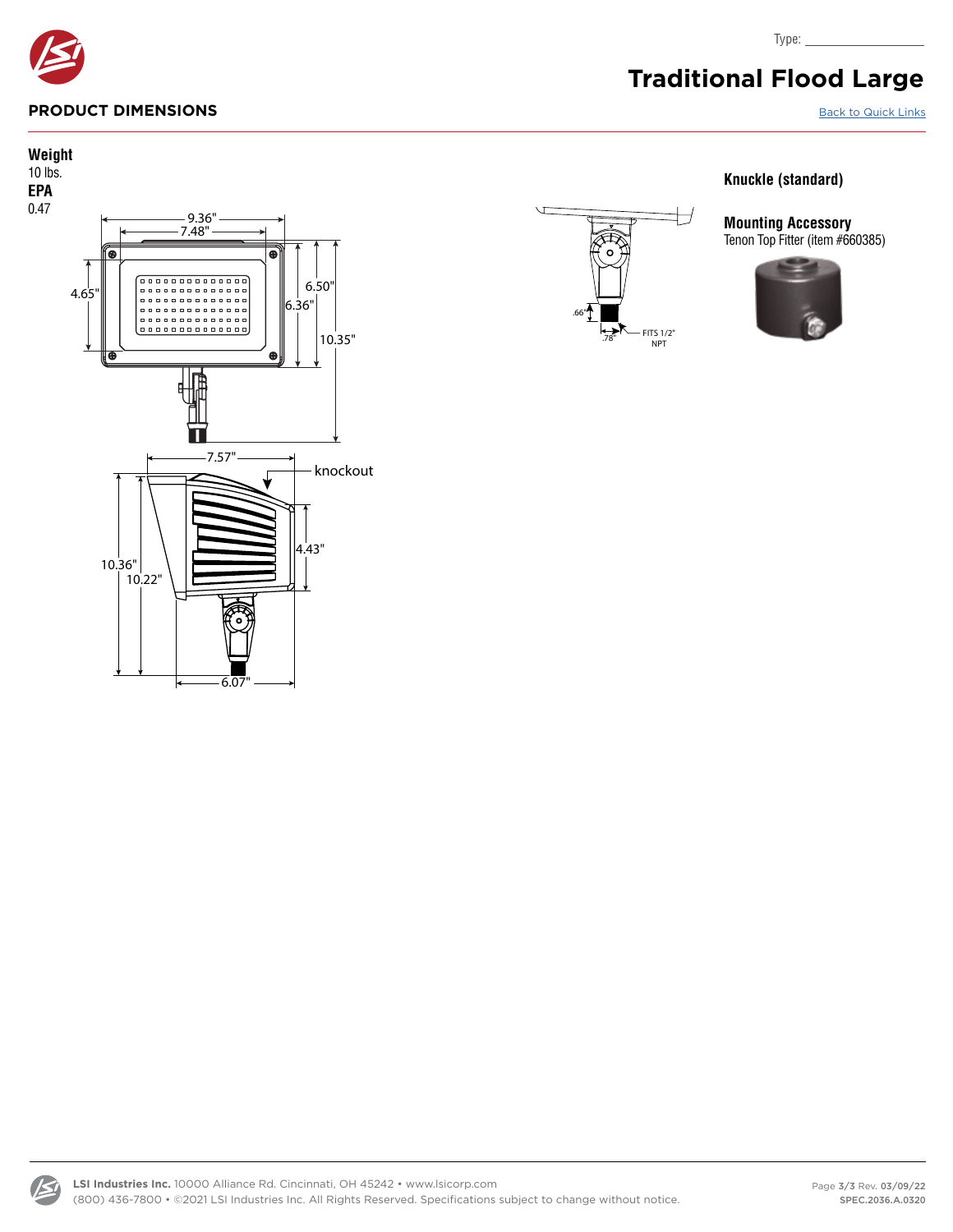# Traditional Flood Large

Type: \_\_\_\_\_\_\_\_\_\_\_\_\_\_\_\_

## PRODUCT DIMENSIONS

Back to Quick Links

**Weight**
10 lbs.

**EPA**
0.47

9.36"
7.48"
4.65"
6.50"
6.36"
10.35"

7.57"
knockout
4.43"
10.36"
10.22"
6.07"

.66"
.78"
FITS 1/2" NPT

**Knuckle (standard)**

**Mounting Accessory**
Tenon Top Fitter (item #660385)

**LSI Industries Inc.** 10000 Alliance Rd. Cincinnati, OH 45242 • www.lsicorp.com
(800) 436-7800 • ©2021 LSI Industries Inc. All Rights Reserved. Specifications subject to change without notice.

Rev. 03/09/22
SPEC.2036.A.0320